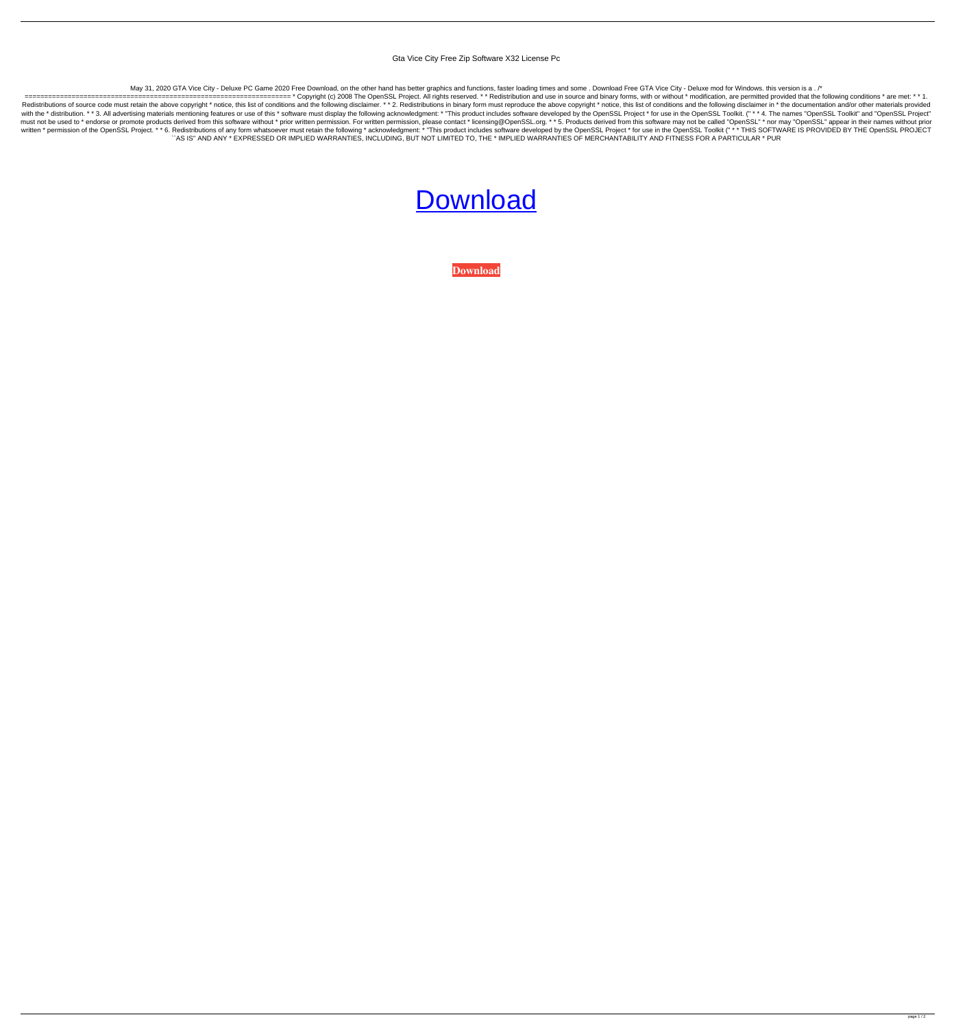Gta Vice City Free Zip Software X32 License Pc

May 31, 2020 GTA Vice City - Deluxe PC Game 2020 Free Download, on the other hand has better graphics and functions, faster loading times and some . Download Free GTA Vice City - Deluxe mod for Windows. this version is a . /* ==================================================================== * Copyright (c) 2008 The OpenSSL Project. All rights reserved. * * Redistribution and use in source and binary forms, with or without * modification, are permitted provided that the following conditions * are met: * * 1. Redistributions of source code must retain the above copyright * notice, this list of conditions and the following disclaimer. * * 2. Redistributions in binary form must reproduce the above copyright * notice, this list of conditions and the following disclaimer in * the documentation and/or other materials provided with the * distribution. * * 3. All advertising materials mentioning features or use of this * software must display the following acknowledgment: * "This product includes software developed by the OpenSSL Project * for use in the OpenSSL Toolkit. (" * * 4. The names "OpenSSL Toolkit" and "OpenSSL Project" must not be used to * endorse or promote products derived from this software without * prior written permission. For written permission, please contact * licensing@OpenSSL.org. * * 5. Products derived from this software may not be called "OpenSSL" * nor may "OpenSSL" appear in their names without prior written * permission of the OpenSSL Project. * * 6. Redistributions of any form whatsoever must retain the following * acknowledgment: * "This product includes software developed by the OpenSSL Project * for use in the OpenSSL Toolkit (" * * THIS SOFTWARE IS PROVIDED BY THE OpenSSL PROJECT ``AS IS'' AND ANY * EXPRESSED OR IMPLIED WARRANTIES, INCLUDING, BUT NOT LIMITED TO, THE * IMPLIED WARRANTIES OF MERCHANTABILITY AND FITNESS FOR A PARTICULAR * PUR

Download

**Download**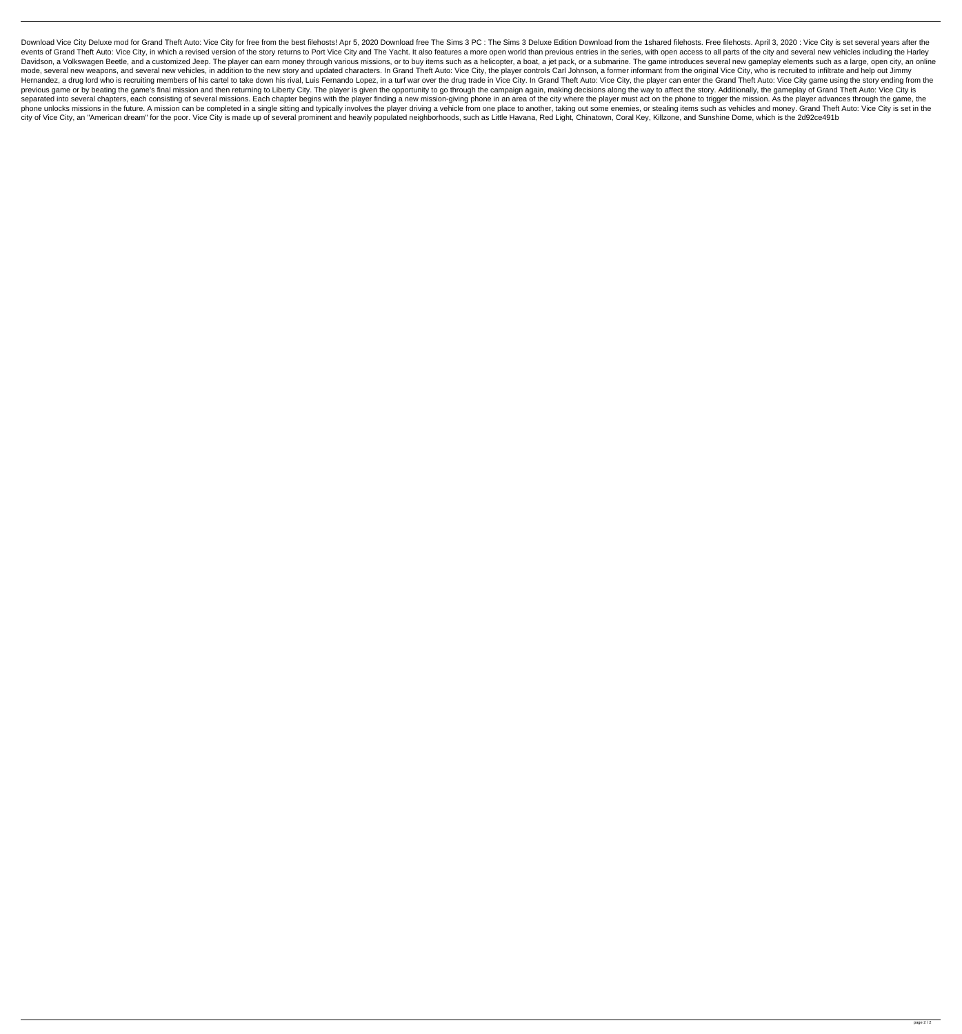Download Vice City Deluxe mod for Grand Theft Auto: Vice City for free from the best filehosts! Apr 5, 2020 Download free The Sims 3 PC : The Sims 3 Deluxe Edition Download from the 1shared filehosts. Free filehosts. April 3, 2020 : Vice City is set several years after the events of Grand Theft Auto: Vice City, in which a revised version of the story returns to Port Vice City and The Yacht. It also features a more open world than previous entries in the series, with open access to all parts of the city and several new vehicles including the Harley Davidson, a Volkswagen Beetle, and a customized Jeep. The player can earn money through various missions, or to buy items such as a helicopter, a boat, a jet pack, or a submarine. The game introduces several new gameplay elements such as a large, open city, an online mode, several new weapons, and several new vehicles, in addition to the new story and updated characters. In Grand Theft Auto: Vice City, the player controls Carl Johnson, a former informant from the original Vice City, who is recruited to infiltrate and help out Jimmy Hernandez, a drug lord who is recruiting members of his cartel to take down his rival, Luis Fernando Lopez, in a turf war over the drug trade in Vice City. In Grand Theft Auto: Vice City, the player can enter the Grand Theft Auto: Vice City game using the story ending from the previous game or by beating the game's final mission and then returning to Liberty City. The player is given the opportunity to go through the campaign again, making decisions along the way to affect the story. Additionally, the gameplay of Grand Theft Auto: Vice City is separated into several chapters, each consisting of several missions. Each chapter begins with the player finding a new mission-giving phone in an area of the city where the player must act on the phone to trigger the mission. As the player advances through the game, the phone unlocks missions in the future. A mission can be completed in a single sitting and typically involves the player driving a vehicle from one place to another, taking out some enemies, or stealing items such as vehicles and money. Grand Theft Auto: Vice City is set in the city of Vice City, an "American dream" for the poor. Vice City is made up of several prominent and heavily populated neighborhoods, such as Little Havana, Red Light, Chinatown, Coral Key, Killzone, and Sunshine Dome, which is the 2d92ce491b